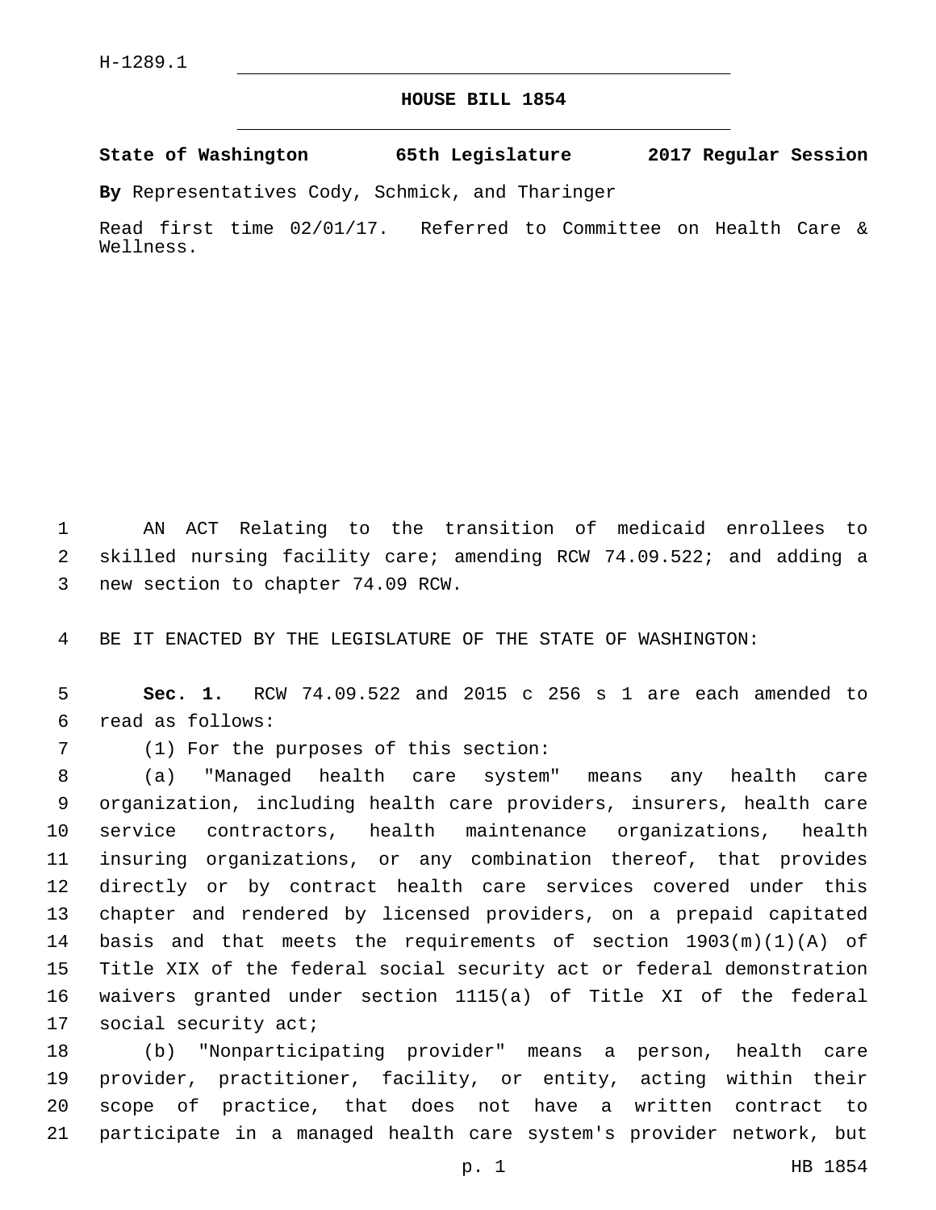H-1289.1

# HOUSE BILL 1854

**State of Washington 65th Legislature 2017 Regular Session**

**By** Representatives Cody, Schmick, and Tharinger

Read first time 02/01/17. Referred to Committee on Health Care & Wellness.

AN ACT Relating to the transition of medicaid enrollees to skilled nursing facility care; amending RCW 74.09.522; and adding a new section to chapter 74.09 RCW.

BE IT ENACTED BY THE LEGISLATURE OF THE STATE OF WASHINGTON:

**Sec. 1.** RCW 74.09.522 and 2015 c 256 s 1 are each amended to read as follows:

(1) For the purposes of this section:

(a) "Managed health care system" means any health care organization, including health care providers, insurers, health care service contractors, health maintenance organizations, health insuring organizations, or any combination thereof, that provides directly or by contract health care services covered under this chapter and rendered by licensed providers, on a prepaid capitated basis and that meets the requirements of section 1903(m)(1)(A) of Title XIX of the federal social security act or federal demonstration waivers granted under section 1115(a) of Title XI of the federal social security act;

(b) "Nonparticipating provider" means a person, health care provider, practitioner, facility, or entity, acting within their scope of practice, that does not have a written contract to participate in a managed health care system's provider network, but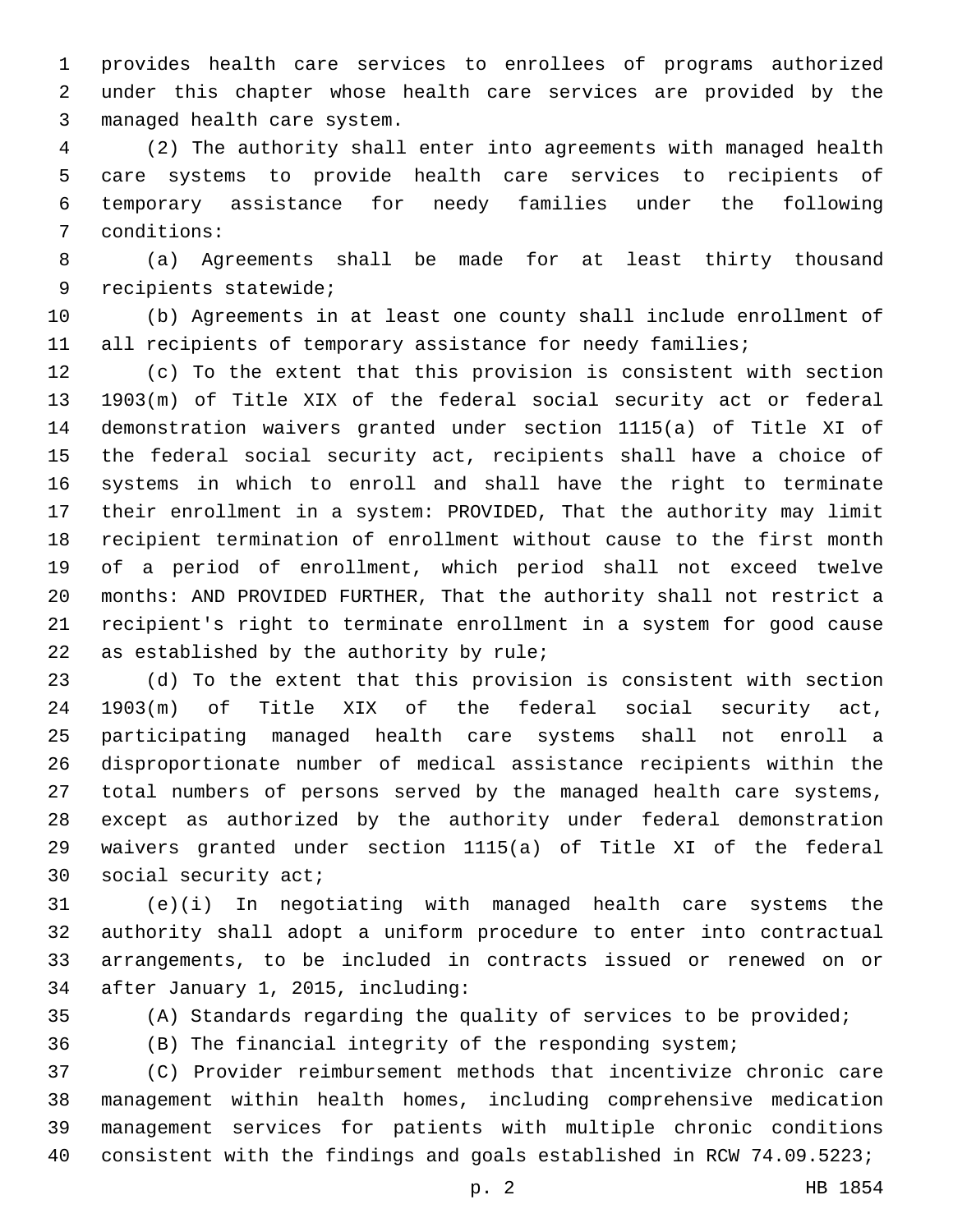provides health care services to enrollees of programs authorized under this chapter whose health care services are provided by the managed health care system.

(2) The authority shall enter into agreements with managed health care systems to provide health care services to recipients of temporary assistance for needy families under the following conditions:

(a) Agreements shall be made for at least thirty thousand recipients statewide;

(b) Agreements in at least one county shall include enrollment of all recipients of temporary assistance for needy families;

(c) To the extent that this provision is consistent with section 1903(m) of Title XIX of the federal social security act or federal demonstration waivers granted under section 1115(a) of Title XI of the federal social security act, recipients shall have a choice of systems in which to enroll and shall have the right to terminate their enrollment in a system: PROVIDED, That the authority may limit recipient termination of enrollment without cause to the first month of a period of enrollment, which period shall not exceed twelve months: AND PROVIDED FURTHER, That the authority shall not restrict a recipient's right to terminate enrollment in a system for good cause as established by the authority by rule;

(d) To the extent that this provision is consistent with section 1903(m) of Title XIX of the federal social security act, participating managed health care systems shall not enroll a disproportionate number of medical assistance recipients within the total numbers of persons served by the managed health care systems, except as authorized by the authority under federal demonstration waivers granted under section 1115(a) of Title XI of the federal social security act;

(e)(i) In negotiating with managed health care systems the authority shall adopt a uniform procedure to enter into contractual arrangements, to be included in contracts issued or renewed on or after January 1, 2015, including:

(A) Standards regarding the quality of services to be provided;

(B) The financial integrity of the responding system;

(C) Provider reimbursement methods that incentivize chronic care management within health homes, including comprehensive medication management services for patients with multiple chronic conditions consistent with the findings and goals established in RCW 74.09.5223;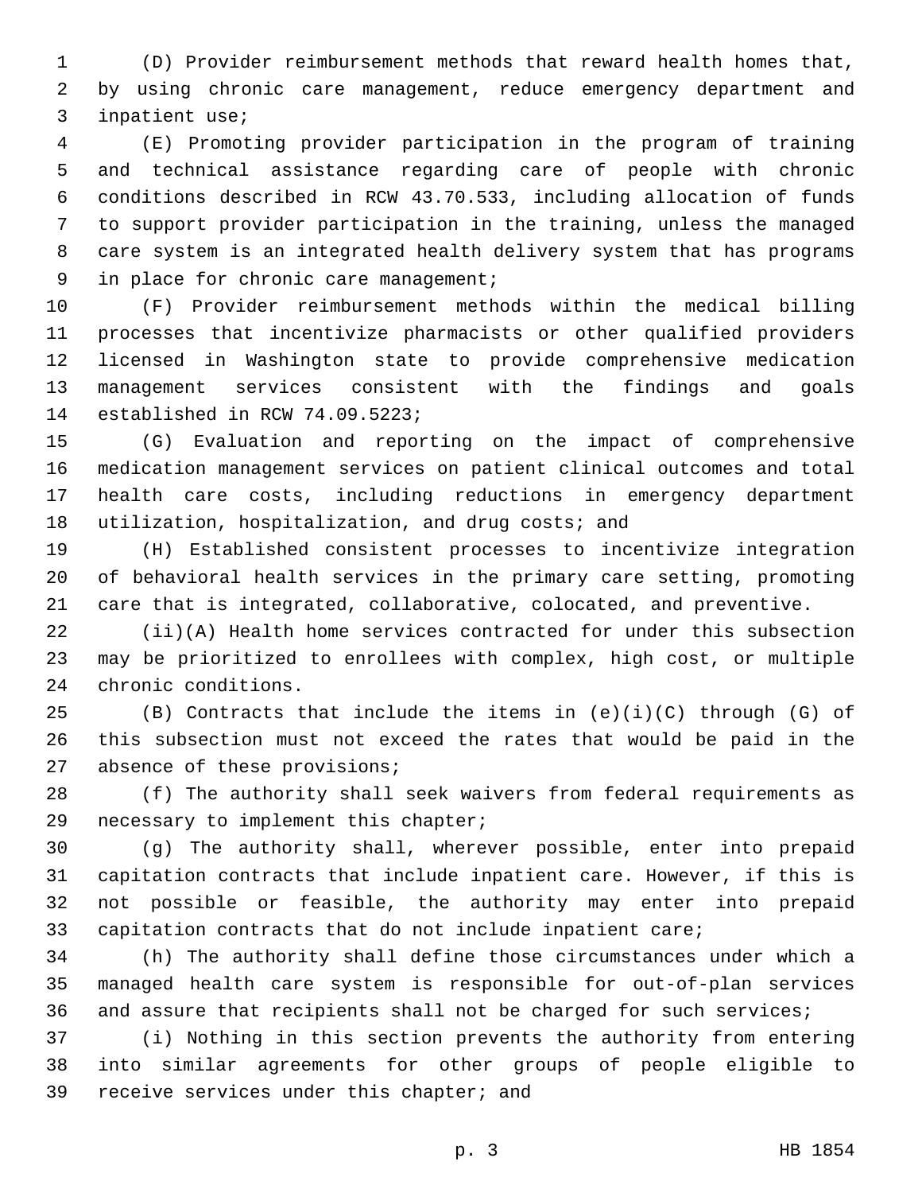(D) Provider reimbursement methods that reward health homes that, by using chronic care management, reduce emergency department and inpatient use;

(E) Promoting provider participation in the program of training and technical assistance regarding care of people with chronic conditions described in RCW 43.70.533, including allocation of funds to support provider participation in the training, unless the managed care system is an integrated health delivery system that has programs in place for chronic care management;

(F) Provider reimbursement methods within the medical billing processes that incentivize pharmacists or other qualified providers licensed in Washington state to provide comprehensive medication management services consistent with the findings and goals established in RCW 74.09.5223;

(G) Evaluation and reporting on the impact of comprehensive medication management services on patient clinical outcomes and total health care costs, including reductions in emergency department utilization, hospitalization, and drug costs; and

(H) Established consistent processes to incentivize integration of behavioral health services in the primary care setting, promoting care that is integrated, collaborative, colocated, and preventive.

(ii)(A) Health home services contracted for under this subsection may be prioritized to enrollees with complex, high cost, or multiple chronic conditions.

(B) Contracts that include the items in (e)(i)(C) through (G) of this subsection must not exceed the rates that would be paid in the absence of these provisions;

(f) The authority shall seek waivers from federal requirements as necessary to implement this chapter;

(g) The authority shall, wherever possible, enter into prepaid capitation contracts that include inpatient care. However, if this is not possible or feasible, the authority may enter into prepaid capitation contracts that do not include inpatient care;

(h) The authority shall define those circumstances under which a managed health care system is responsible for out-of-plan services and assure that recipients shall not be charged for such services;

(i) Nothing in this section prevents the authority from entering into similar agreements for other groups of people eligible to receive services under this chapter; and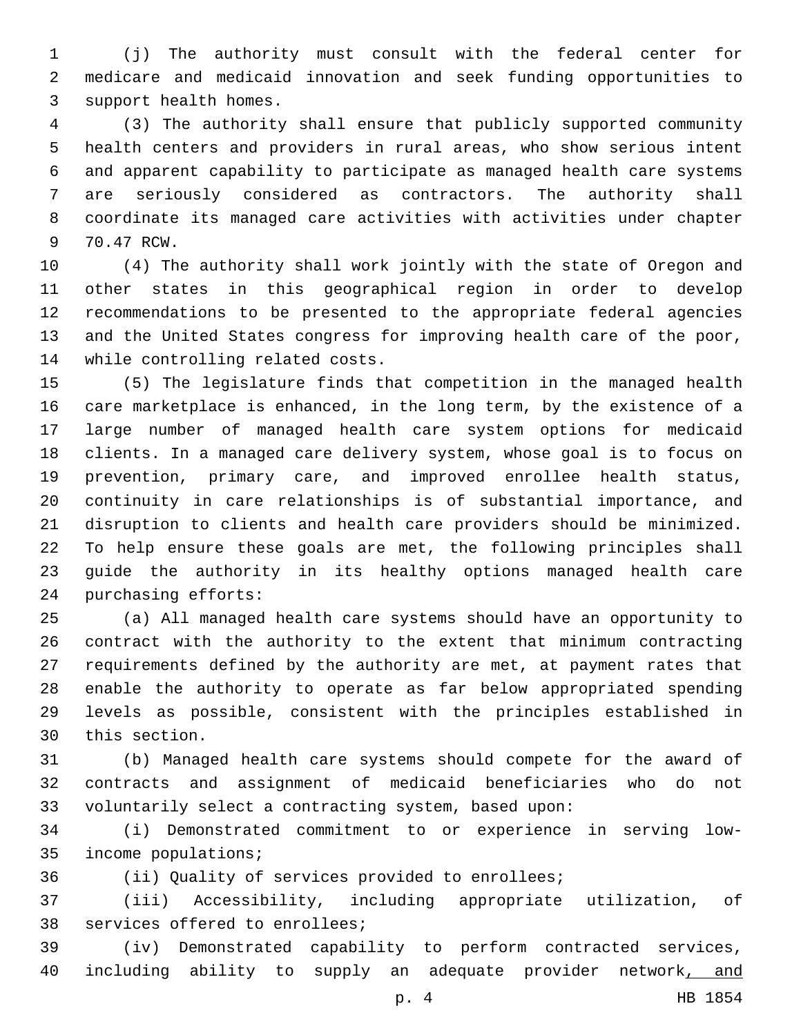(j) The authority must consult with the federal center for medicare and medicaid innovation and seek funding opportunities to support health homes.

(3) The authority shall ensure that publicly supported community health centers and providers in rural areas, who show serious intent and apparent capability to participate as managed health care systems are seriously considered as contractors. The authority shall coordinate its managed care activities with activities under chapter 70.47 RCW.

(4) The authority shall work jointly with the state of Oregon and other states in this geographical region in order to develop recommendations to be presented to the appropriate federal agencies and the United States congress for improving health care of the poor, while controlling related costs.

(5) The legislature finds that competition in the managed health care marketplace is enhanced, in the long term, by the existence of a large number of managed health care system options for medicaid clients. In a managed care delivery system, whose goal is to focus on prevention, primary care, and improved enrollee health status, continuity in care relationships is of substantial importance, and disruption to clients and health care providers should be minimized. To help ensure these goals are met, the following principles shall guide the authority in its healthy options managed health care purchasing efforts:

(a) All managed health care systems should have an opportunity to contract with the authority to the extent that minimum contracting requirements defined by the authority are met, at payment rates that enable the authority to operate as far below appropriated spending levels as possible, consistent with the principles established in this section.

(b) Managed health care systems should compete for the award of contracts and assignment of medicaid beneficiaries who do not voluntarily select a contracting system, based upon:

(i) Demonstrated commitment to or experience in serving low-income populations;

(ii) Quality of services provided to enrollees;

(iii) Accessibility, including appropriate utilization, of services offered to enrollees;

(iv) Demonstrated capability to perform contracted services, including ability to supply an adequate provider network, and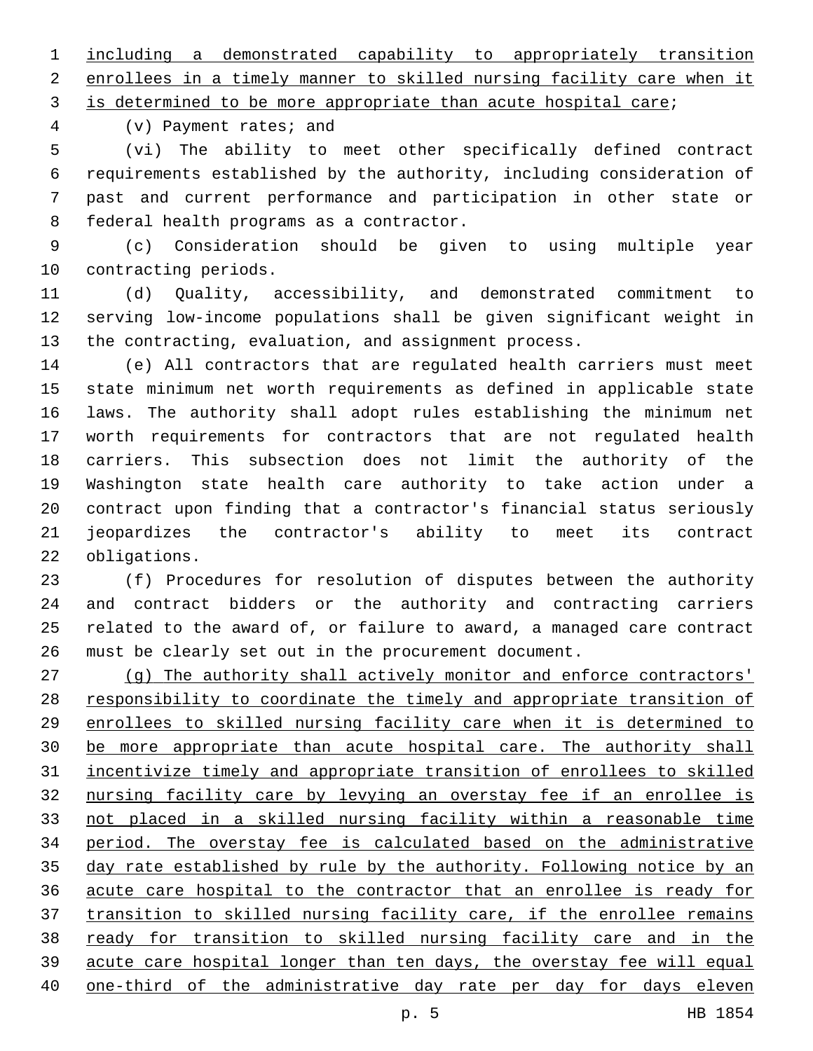including a demonstrated capability to appropriately transition enrollees in a timely manner to skilled nursing facility care when it is determined to be more appropriate than acute hospital care;

(v) Payment rates; and

(vi) The ability to meet other specifically defined contract requirements established by the authority, including consideration of past and current performance and participation in other state or federal health programs as a contractor.

(c) Consideration should be given to using multiple year contracting periods.

(d) Quality, accessibility, and demonstrated commitment to serving low-income populations shall be given significant weight in the contracting, evaluation, and assignment process.

(e) All contractors that are regulated health carriers must meet state minimum net worth requirements as defined in applicable state laws. The authority shall adopt rules establishing the minimum net worth requirements for contractors that are not regulated health carriers. This subsection does not limit the authority of the Washington state health care authority to take action under a contract upon finding that a contractor's financial status seriously jeopardizes the contractor's ability to meet its contract obligations.

(f) Procedures for resolution of disputes between the authority and contract bidders or the authority and contracting carriers related to the award of, or failure to award, a managed care contract must be clearly set out in the procurement document.

(g) The authority shall actively monitor and enforce contractors' responsibility to coordinate the timely and appropriate transition of enrollees to skilled nursing facility care when it is determined to be more appropriate than acute hospital care. The authority shall incentivize timely and appropriate transition of enrollees to skilled nursing facility care by levying an overstay fee if an enrollee is not placed in a skilled nursing facility within a reasonable time period. The overstay fee is calculated based on the administrative day rate established by rule by the authority. Following notice by an acute care hospital to the contractor that an enrollee is ready for transition to skilled nursing facility care, if the enrollee remains ready for transition to skilled nursing facility care and in the acute care hospital longer than ten days, the overstay fee will equal one-third of the administrative day rate per day for days eleven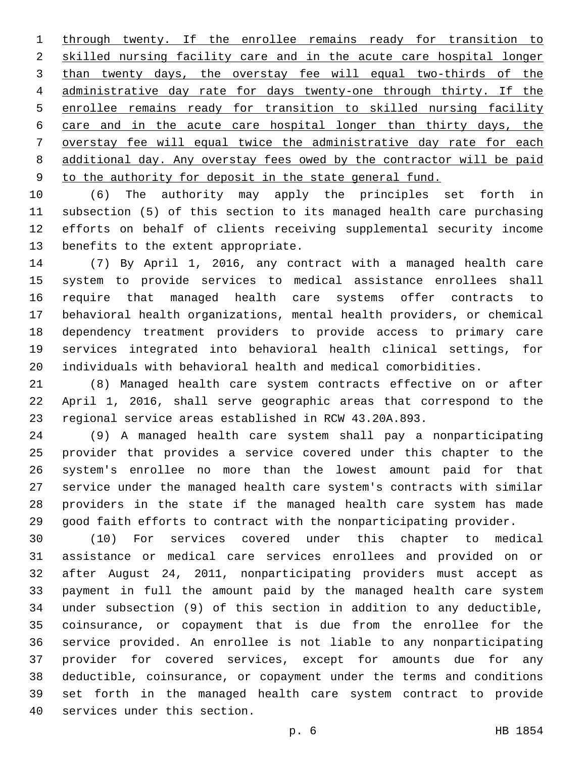through twenty. If the enrollee remains ready for transition to skilled nursing facility care and in the acute care hospital longer than twenty days, the overstay fee will equal two-thirds of the administrative day rate for days twenty-one through thirty. If the enrollee remains ready for transition to skilled nursing facility care and in the acute care hospital longer than thirty days, the overstay fee will equal twice the administrative day rate for each additional day. Any overstay fees owed by the contractor will be paid to the authority for deposit in the state general fund.

(6) The authority may apply the principles set forth in subsection (5) of this section to its managed health care purchasing efforts on behalf of clients receiving supplemental security income benefits to the extent appropriate.

(7) By April 1, 2016, any contract with a managed health care system to provide services to medical assistance enrollees shall require that managed health care systems offer contracts to behavioral health organizations, mental health providers, or chemical dependency treatment providers to provide access to primary care services integrated into behavioral health clinical settings, for individuals with behavioral health and medical comorbidities.

(8) Managed health care system contracts effective on or after April 1, 2016, shall serve geographic areas that correspond to the regional service areas established in RCW 43.20A.893.

(9) A managed health care system shall pay a nonparticipating provider that provides a service covered under this chapter to the system's enrollee no more than the lowest amount paid for that service under the managed health care system's contracts with similar providers in the state if the managed health care system has made good faith efforts to contract with the nonparticipating provider.

(10) For services covered under this chapter to medical assistance or medical care services enrollees and provided on or after August 24, 2011, nonparticipating providers must accept as payment in full the amount paid by the managed health care system under subsection (9) of this section in addition to any deductible, coinsurance, or copayment that is due from the enrollee for the service provided. An enrollee is not liable to any nonparticipating provider for covered services, except for amounts due for any deductible, coinsurance, or copayment under the terms and conditions set forth in the managed health care system contract to provide services under this section.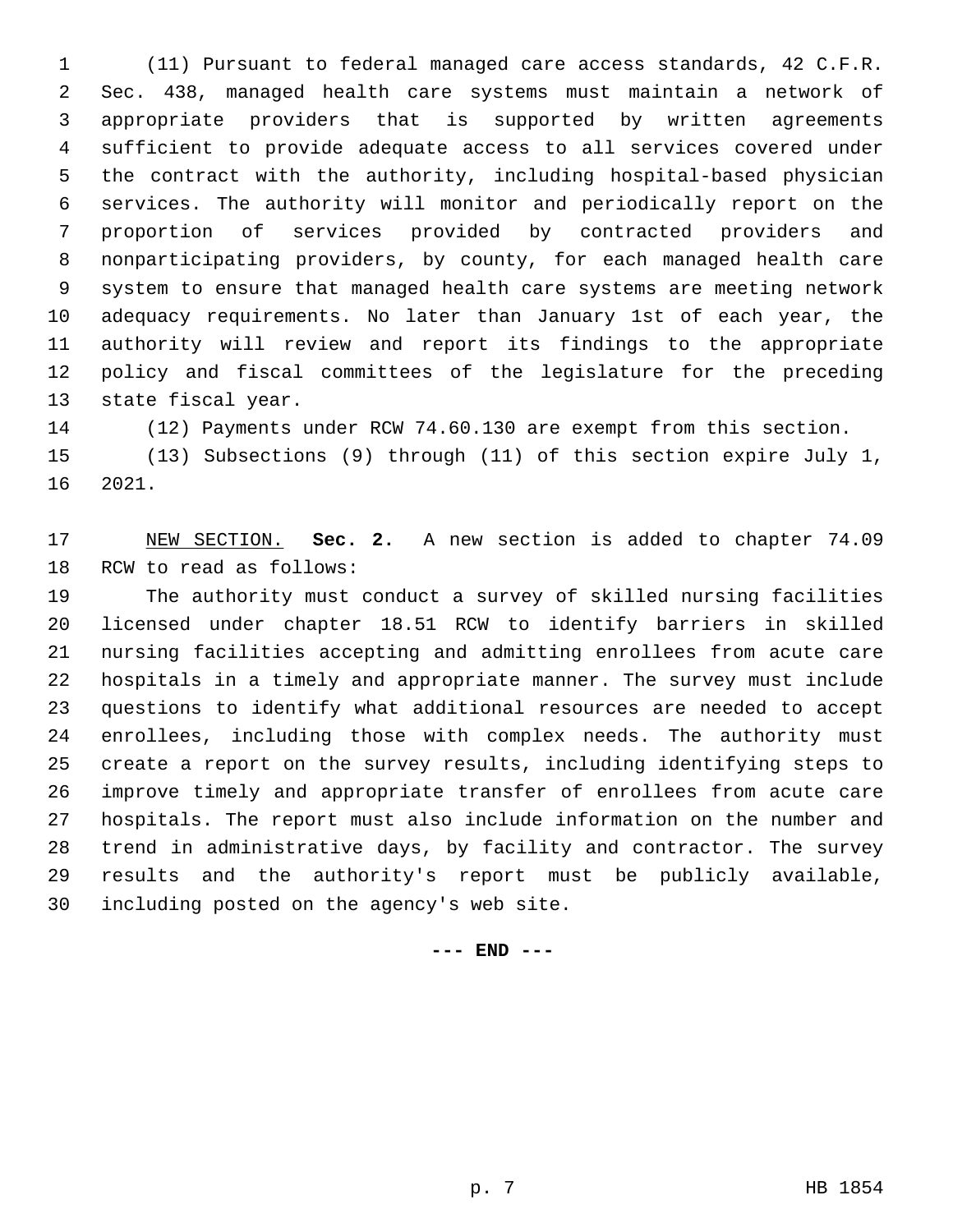(11) Pursuant to federal managed care access standards, 42 C.F.R. Sec. 438, managed health care systems must maintain a network of appropriate providers that is supported by written agreements sufficient to provide adequate access to all services covered under the contract with the authority, including hospital-based physician services. The authority will monitor and periodically report on the proportion of services provided by contracted providers and nonparticipating providers, by county, for each managed health care system to ensure that managed health care systems are meeting network adequacy requirements. No later than January 1st of each year, the authority will review and report its findings to the appropriate policy and fiscal committees of the legislature for the preceding state fiscal year.

(12) Payments under RCW 74.60.130 are exempt from this section.

(13) Subsections (9) through (11) of this section expire July 1, 2021.

NEW SECTION. **Sec. 2.** A new section is added to chapter 74.09 RCW to read as follows:

The authority must conduct a survey of skilled nursing facilities licensed under chapter 18.51 RCW to identify barriers in skilled nursing facilities accepting and admitting enrollees from acute care hospitals in a timely and appropriate manner. The survey must include questions to identify what additional resources are needed to accept enrollees, including those with complex needs. The authority must create a report on the survey results, including identifying steps to improve timely and appropriate transfer of enrollees from acute care hospitals. The report must also include information on the number and trend in administrative days, by facility and contractor. The survey results and the authority's report must be publicly available, including posted on the agency's web site.

**--- END ---**